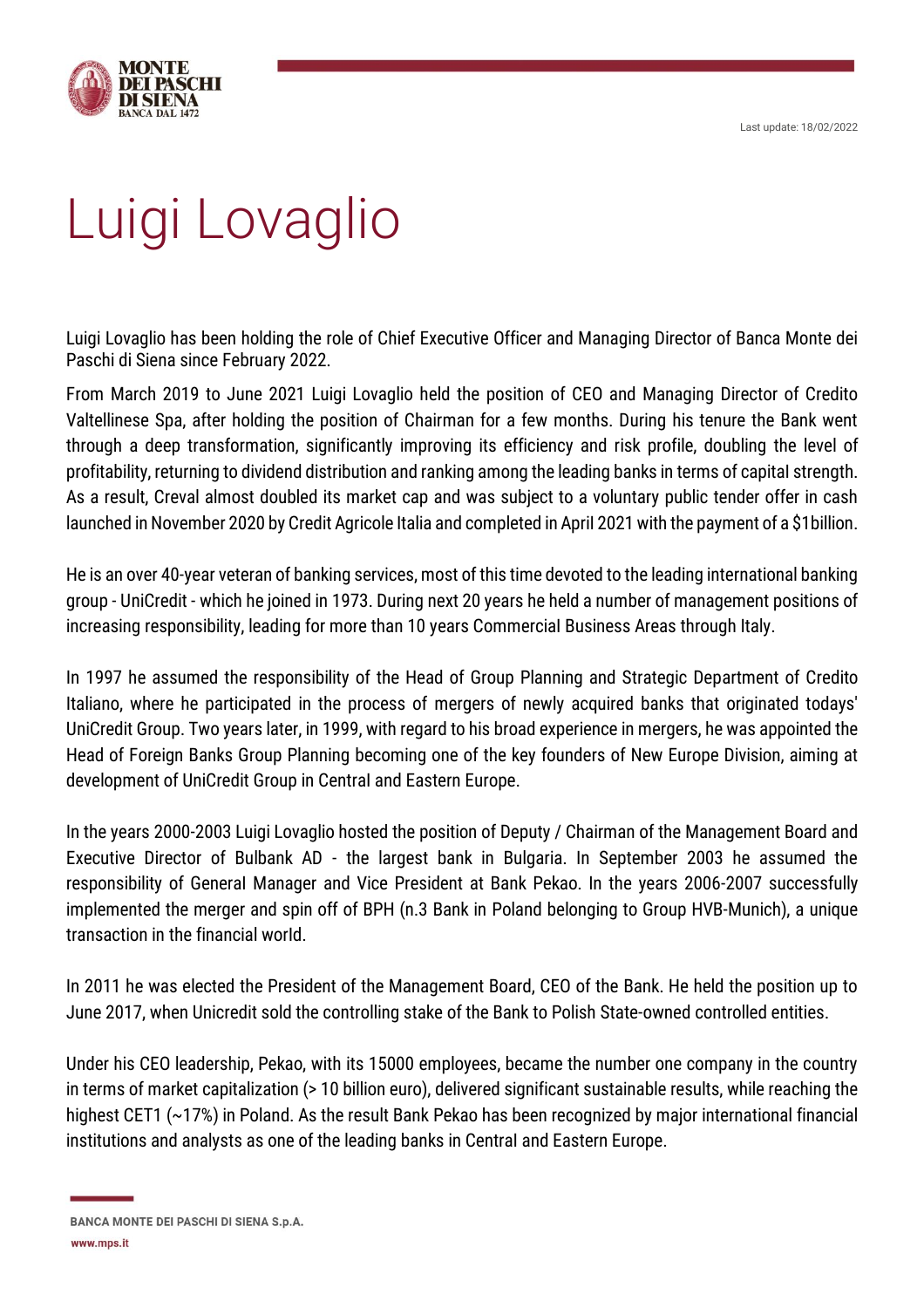Last update: 18/02/2022

# Luigi Lovaglio

Luigi Lovaglio has been holding the role of Chief Executive Officer and Managing Director of Banca Monte dei Paschi di Siena since February 2022.

From March 2019 to June 2021 Luigi Lovaglio held the position of CEO and Managing Director of Credito Valtellinese Spa, after holding the position of Chairman for a few months. During his tenure the Bank went through a deep transformation, significantly improving its efficiency and risk profile, doubling the level of profitability, returning to dividend distribution and ranking among the leading banks in terms of capital strength. As a result, Creval almost doubled its market cap and was subject to a voluntary public tender offer in cash launched in November 2020 by Credit Agricole Italia and completed in April 2021 with the payment of a $1billion.

He is an over 40-year veteran of banking services, most of this time devoted to the leading international banking group - UniCredit - which he joined in 1973. During next 20 years he held a number of management positions of increasing responsibility, leading for more than 10 years Commercial Business Areas through Italy.

In 1997 he assumed the responsibility of the Head of Group Planning and Strategic Department of Credito Italiano, where he participated in the process of mergers of newly acquired banks that originated todays' UniCredit Group. Two years later, in 1999, with regard to his broad experience in mergers, he was appointed the Head of Foreign Banks Group Planning becoming one of the key founders of New Europe Division, aiming at development of UniCredit Group in Central and Eastern Europe.

In the years 2000-2003 Luigi Lovaglio hosted the position of Deputy / Chairman of the Management Board and Executive Director of Bulbank AD - the largest bank in Bulgaria. In September 2003 he assumed the responsibility of General Manager and Vice President at Bank Pekao. In the years 2006-2007 successfully implemented the merger and spin off of BPH (n.3 Bank in Poland belonging to Group HVB-Munich), a unique transaction in the financial world.

In 2011 he was elected the President of the Management Board, CEO of the Bank. He held the position up to June 2017, when Unicredit sold the controlling stake of the Bank to Polish State-owned controlled entities.

Under his CEO leadership, Pekao, with its 15000 employees, became the number one company in the country in terms of market capitalization (> 10 billion euro), delivered significant sustainable results, while reaching the highest CET1 (~17%) in Poland. As the result Bank Pekao has been recognized by major international financial institutions and analysts as one of the leading banks in Central and Eastern Europe.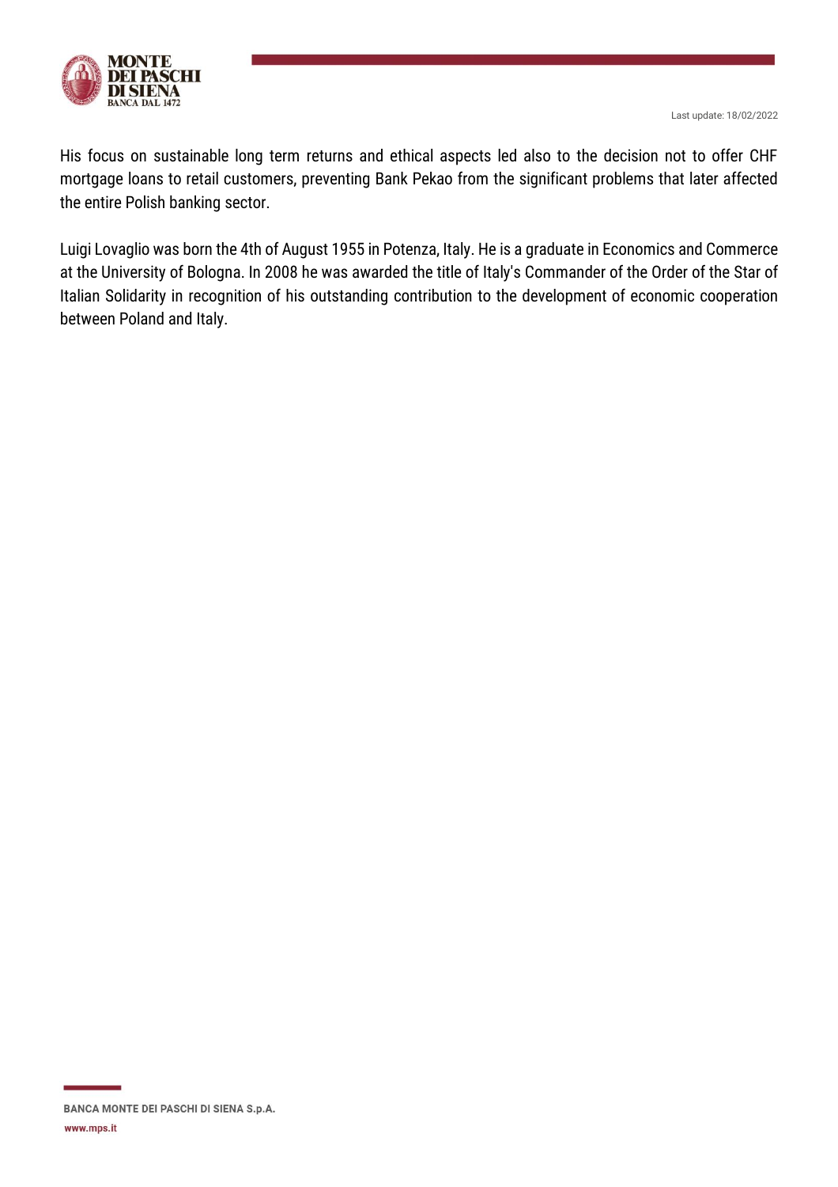His focus on sustainable long term returns and ethical aspects led also to the decision not to offer CHF mortgage loans to retail customers, preventing Bank Pekao from the significant problems that later affected the entire Polish banking sector.

Luigi Lovaglio was born the 4th of August 1955 in Potenza, Italy. He is a graduate in Economics and Commerce at the University of Bologna. In 2008 he was awarded the title of Italy's Commander of the Order of the Star of Italian Solidarity in recognition of his outstanding contribution to the development of economic cooperation between Poland and Italy.